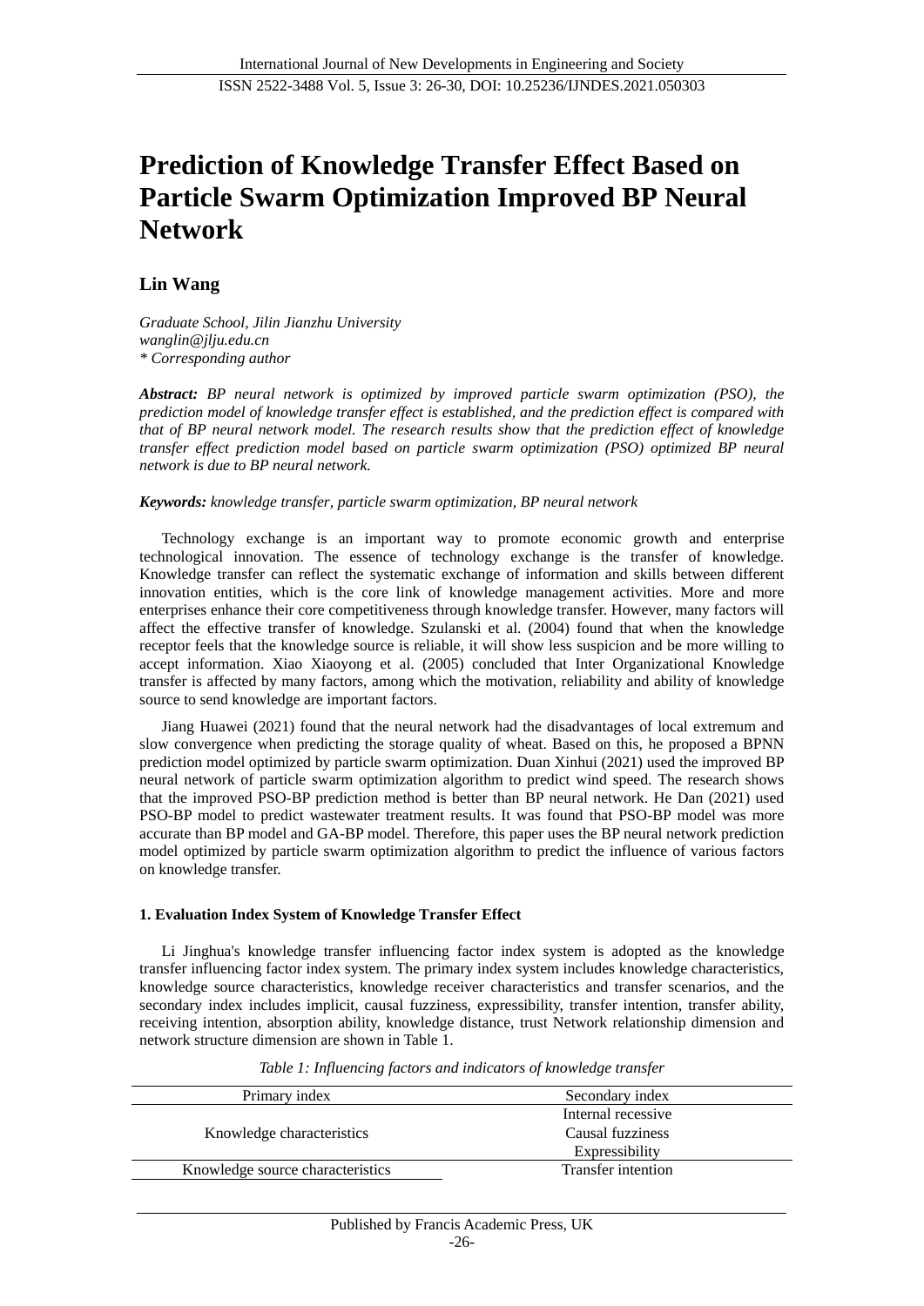# Prediction of Knowledge Transfer Effect Based on Particle Swarm Optimization Improved BP Neural Network

**Lin Wang**

*Graduate School, Jilin Jianzhu University*
*wanglin@jlju.edu.cn*
*\* Corresponding author*

***Abstract:*** *BP neural network is optimized by improved particle swarm optimization (PSO), the prediction model of knowledge transfer effect is established, and the prediction effect is compared with that of BP neural network model. The research results show that the prediction effect of knowledge transfer effect prediction model based on particle swarm optimization (PSO) optimized BP neural network is due to BP neural network.*

***Keywords:*** *knowledge transfer, particle swarm optimization, BP neural network*

Technology exchange is an important way to promote economic growth and enterprise technological innovation. The essence of technology exchange is the transfer of knowledge. Knowledge transfer can reflect the systematic exchange of information and skills between different innovation entities, which is the core link of knowledge management activities. More and more enterprises enhance their core competitiveness through knowledge transfer. However, many factors will affect the effective transfer of knowledge. Szulanski et al. (2004) found that when the knowledge receptor feels that the knowledge source is reliable, it will show less suspicion and be more willing to accept information. Xiao Xiaoyong et al. (2005) concluded that Inter Organizational Knowledge transfer is affected by many factors, among which the motivation, reliability and ability of knowledge source to send knowledge are important factors.

Jiang Huawei (2021) found that the neural network had the disadvantages of local extremum and slow convergence when predicting the storage quality of wheat. Based on this, he proposed a BPNN prediction model optimized by particle swarm optimization. Duan Xinhui (2021) used the improved BP neural network of particle swarm optimization algorithm to predict wind speed. The research shows that the improved PSO-BP prediction method is better than BP neural network. He Dan (2021) used PSO-BP model to predict wastewater treatment results. It was found that PSO-BP model was more accurate than BP model and GA-BP model. Therefore, this paper uses the BP neural network prediction model optimized by particle swarm optimization algorithm to predict the influence of various factors on knowledge transfer.

## 1. Evaluation Index System of Knowledge Transfer Effect

Li Jinghua's knowledge transfer influencing factor index system is adopted as the knowledge transfer influencing factor index system. The primary index system includes knowledge characteristics, knowledge source characteristics, knowledge receiver characteristics and transfer scenarios, and the secondary index includes implicit, causal fuzziness, expressibility, transfer intention, transfer ability, receiving intention, absorption ability, knowledge distance, trust Network relationship dimension and network structure dimension are shown in Table 1.

*Table 1: Influencing factors and indicators of knowledge transfer*

| Primary index | Secondary index |
|---|---|
| Knowledge characteristics | Internal recessive |
| | Causal fuzziness |
| | Expressibility |
| Knowledge source characteristics | Transfer intention |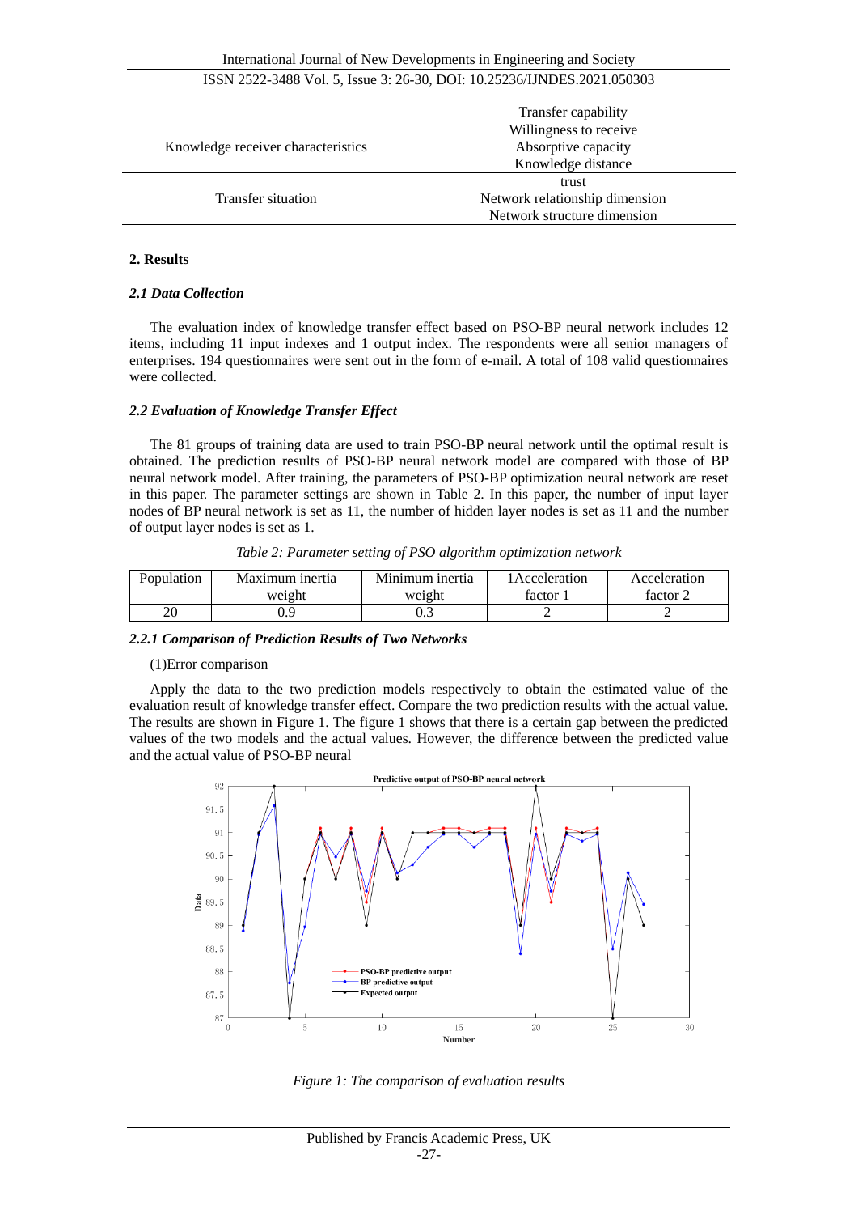| | Transfer capability |
|---|---|
| Knowledge receiver characteristics | Willingness to receive<br>Absorptive capacity<br>Knowledge distance |
| Transfer situation | trust<br>Network relationship dimension<br>Network structure dimension |

## 2. Results

### *2.1 Data Collection*

The evaluation index of knowledge transfer effect based on PSO-BP neural network includes 12 items, including 11 input indexes and 1 output index. The respondents were all senior managers of enterprises. 194 questionnaires were sent out in the form of e-mail. A total of 108 valid questionnaires were collected.

### *2.2 Evaluation of Knowledge Transfer Effect*

The 81 groups of training data are used to train PSO-BP neural network until the optimal result is obtained. The prediction results of PSO-BP neural network model are compared with those of BP neural network model. After training, the parameters of PSO-BP optimization neural network are reset in this paper. The parameter settings are shown in Table 2. In this paper, the number of input layer nodes of BP neural network is set as 11, the number of hidden layer nodes is set as 11 and the number of output layer nodes is set as 1.

*Table 2: Parameter setting of PSO algorithm optimization network*

| Population | Maximum inertia weight | Minimum inertia weight | 1Acceleration factor 1 | Acceleration factor 2 |
|---|---|---|---|---|
| 20 | 0.9 | 0.3 | 2 | 2 |

#### *2.2.1 Comparison of Prediction Results of Two Networks*

(1)Error comparison

Apply the data to the two prediction models respectively to obtain the estimated value of the evaluation result of knowledge transfer effect. Compare the two prediction results with the actual value. The results are shown in Figure 1. The figure 1 shows that there is a certain gap between the predicted values of the two models and the actual values. However, the difference between the predicted value and the actual value of PSO-BP neural

*Figure 1: The comparison of evaluation results*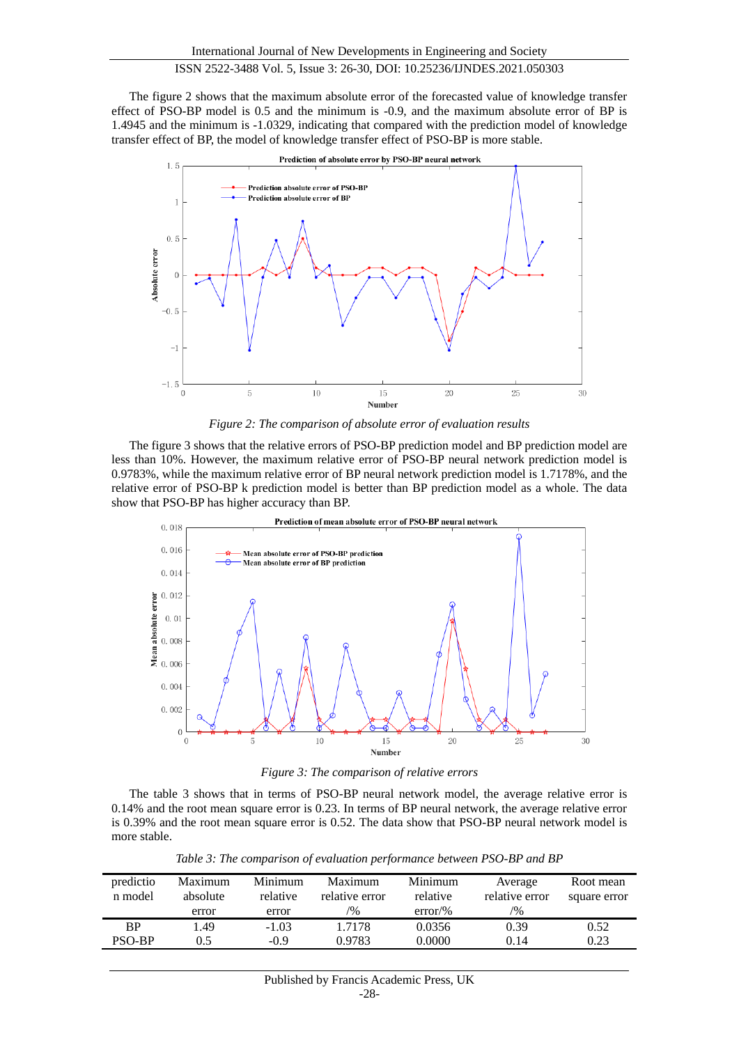The figure 2 shows that the maximum absolute error of the forecasted value of knowledge transfer effect of PSO-BP model is 0.5 and the minimum is -0.9, and the maximum absolute error of BP is 1.4945 and the minimum is -1.0329, indicating that compared with the prediction model of knowledge transfer effect of BP, the model of knowledge transfer effect of PSO-BP is more stable.

*Figure 2: The comparison of absolute error of evaluation results*

The figure 3 shows that the relative errors of PSO-BP prediction model and BP prediction model are less than 10%. However, the maximum relative error of PSO-BP neural network prediction model is 0.9783%, while the maximum relative error of BP neural network prediction model is 1.7178%, and the relative error of PSO-BP k prediction model is better than BP prediction model as a whole. The data show that PSO-BP has higher accuracy than BP.

*Figure 3: The comparison of relative errors*

The table 3 shows that in terms of PSO-BP neural network model, the average relative error is 0.14% and the root mean square error is 0.23. In terms of BP neural network, the average relative error is 0.39% and the root mean square error is 0.52. The data show that PSO-BP neural network model is more stable.

*Table 3: The comparison of evaluation performance between PSO-BP and BP*

| prediction model | Maximum absolute error | Minimum relative error | Maximum relative error /% | Minimum relative error/% | Average relative error /% | Root mean square error |
|---|---|---|---|---|---|---|
| BP | 1.49 | -1.03 | 1.7178 | 0.0356 | 0.39 | 0.52 |
| PSO-BP | 0.5 | -0.9 | 0.9783 | 0.0000 | 0.14 | 0.23 |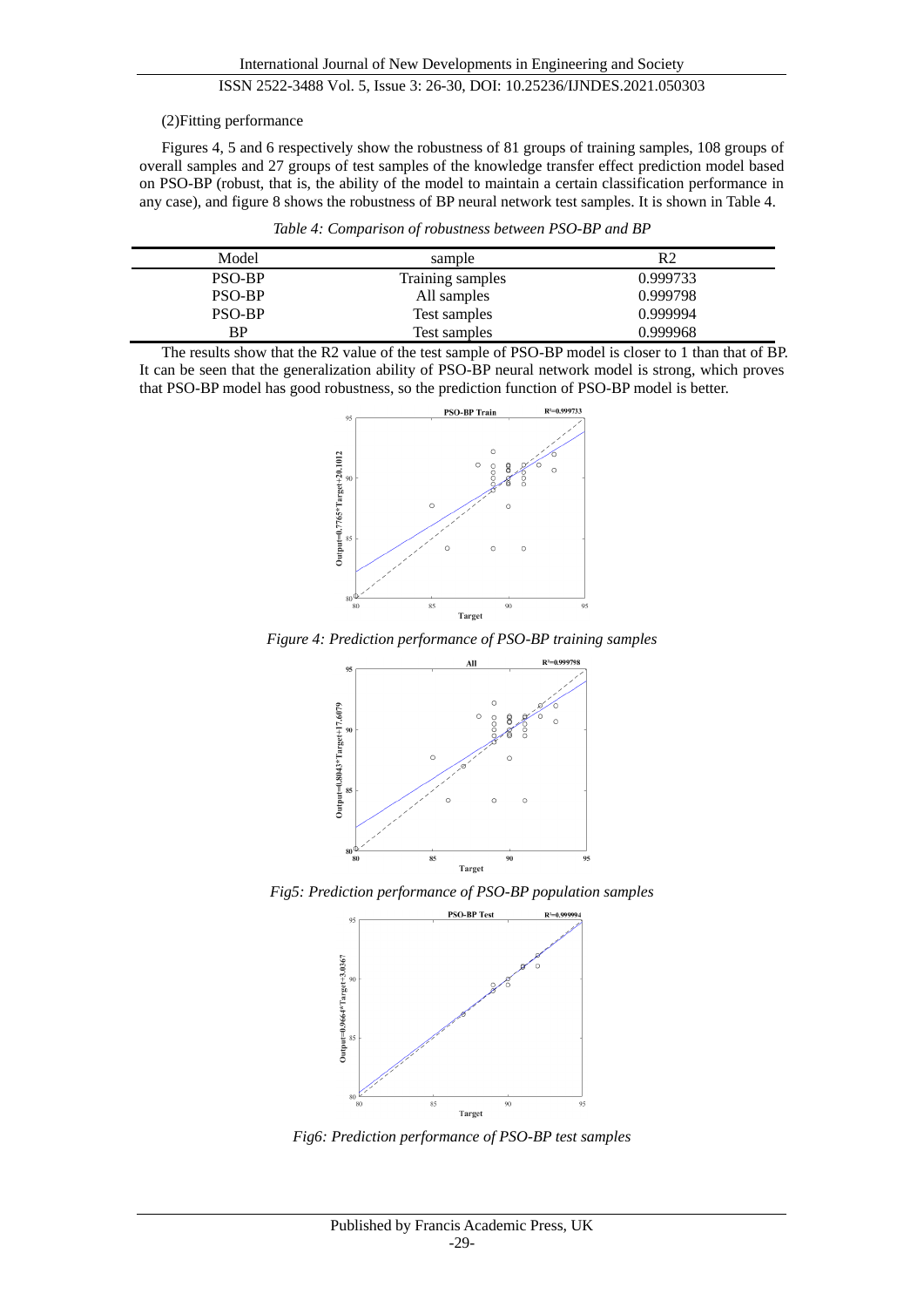(2)Fitting performance

Figures 4, 5 and 6 respectively show the robustness of 81 groups of training samples, 108 groups of overall samples and 27 groups of test samples of the knowledge transfer effect prediction model based on PSO-BP (robust, that is, the ability of the model to maintain a certain classification performance in any case), and figure 8 shows the robustness of BP neural network test samples. It is shown in Table 4.

*Table 4: Comparison of robustness between PSO-BP and BP*

| Model | sample | R2 |
|---|---|---|
| PSO-BP | Training samples | 0.999733 |
| PSO-BP | All samples | 0.999798 |
| PSO-BP | Test samples | 0.999994 |
| BP | Test samples | 0.999968 |

The results show that the R2 value of the test sample of PSO-BP model is closer to 1 than that of BP. It can be seen that the generalization ability of PSO-BP neural network model is strong, which proves that PSO-BP model has good robustness, so the prediction function of PSO-BP model is better.

*Figure 4: Prediction performance of PSO-BP training samples*

*Fig5: Prediction performance of PSO-BP population samples*

*Fig6: Prediction performance of PSO-BP test samples*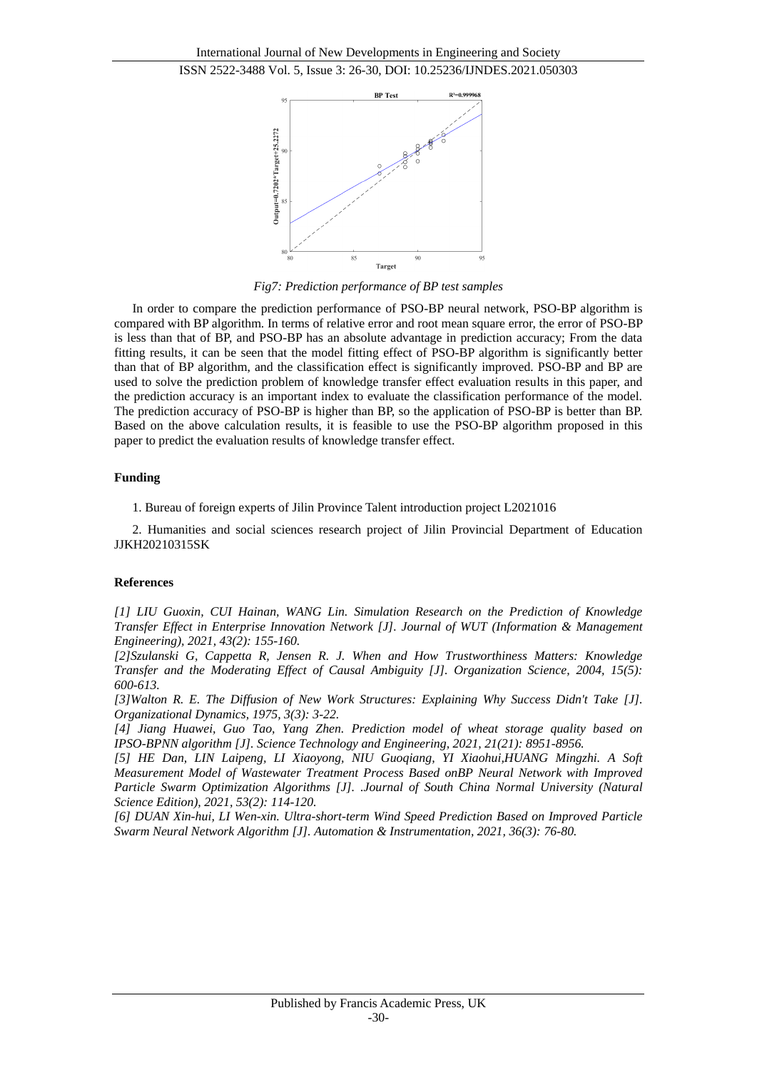BP Test

$R^2$=0.999968

Output=0.7202*Target+25.2272

95

90

85

80

80

85

90

95

Target

*Fig7: Prediction performance of BP test samples*

In order to compare the prediction performance of PSO-BP neural network, PSO-BP algorithm is compared with BP algorithm. In terms of relative error and root mean square error, the error of PSO-BP is less than that of BP, and PSO-BP has an absolute advantage in prediction accuracy; From the data fitting results, it can be seen that the model fitting effect of PSO-BP algorithm is significantly better than that of BP algorithm, and the classification effect is significantly improved. PSO-BP and BP are used to solve the prediction problem of knowledge transfer effect evaluation results in this paper, and the prediction accuracy is an important index to evaluate the classification performance of the model. The prediction accuracy of PSO-BP is higher than BP, so the application of PSO-BP is better than BP. Based on the above calculation results, it is feasible to use the PSO-BP algorithm proposed in this paper to predict the evaluation results of knowledge transfer effect.

## Funding

1. Bureau of foreign experts of Jilin Province Talent introduction project L2021016

2. Humanities and social sciences research project of Jilin Provincial Department of Education JJKH20210315SK

## References

*[1] LIU Guoxin, CUI Hainan, WANG Lin. Simulation Research on the Prediction of Knowledge Transfer Effect in Enterprise Innovation Network [J]. Journal of WUT (Information & Management Engineering), 2021, 43(2): 155-160.*

*[2]Szulanski G, Cappetta R, Jensen R. J. When and How Trustworthiness Matters: Knowledge Transfer and the Moderating Effect of Causal Ambiguity [J]. Organization Science, 2004, 15(5): 600-613.*

*[3]Walton R. E. The Diffusion of New Work Structures: Explaining Why Success Didn't Take [J]. Organizational Dynamics, 1975, 3(3): 3-22.*

*[4] Jiang Huawei, Guo Tao, Yang Zhen. Prediction model of wheat storage quality based on IPSO-BPNN algorithm [J]. Science Technology and Engineering, 2021, 21(21): 8951-8956.*

*[5] HE Dan, LIN Laipeng, LI Xiaoyong, NIU Guoqiang, YI Xiaohui,HUANG Mingzhi. A Soft Measurement Model of Wastewater Treatment Process Based onBP Neural Network with Improved Particle Swarm Optimization Algorithms [J]. .Journal of South China Normal University (Natural Science Edition), 2021, 53(2): 114-120.*

*[6] DUAN Xin-hui, LI Wen-xin. Ultra-short-term Wind Speed Prediction Based on Improved Particle Swarm Neural Network Algorithm [J]. Automation & Instrumentation, 2021, 36(3): 76-80.*